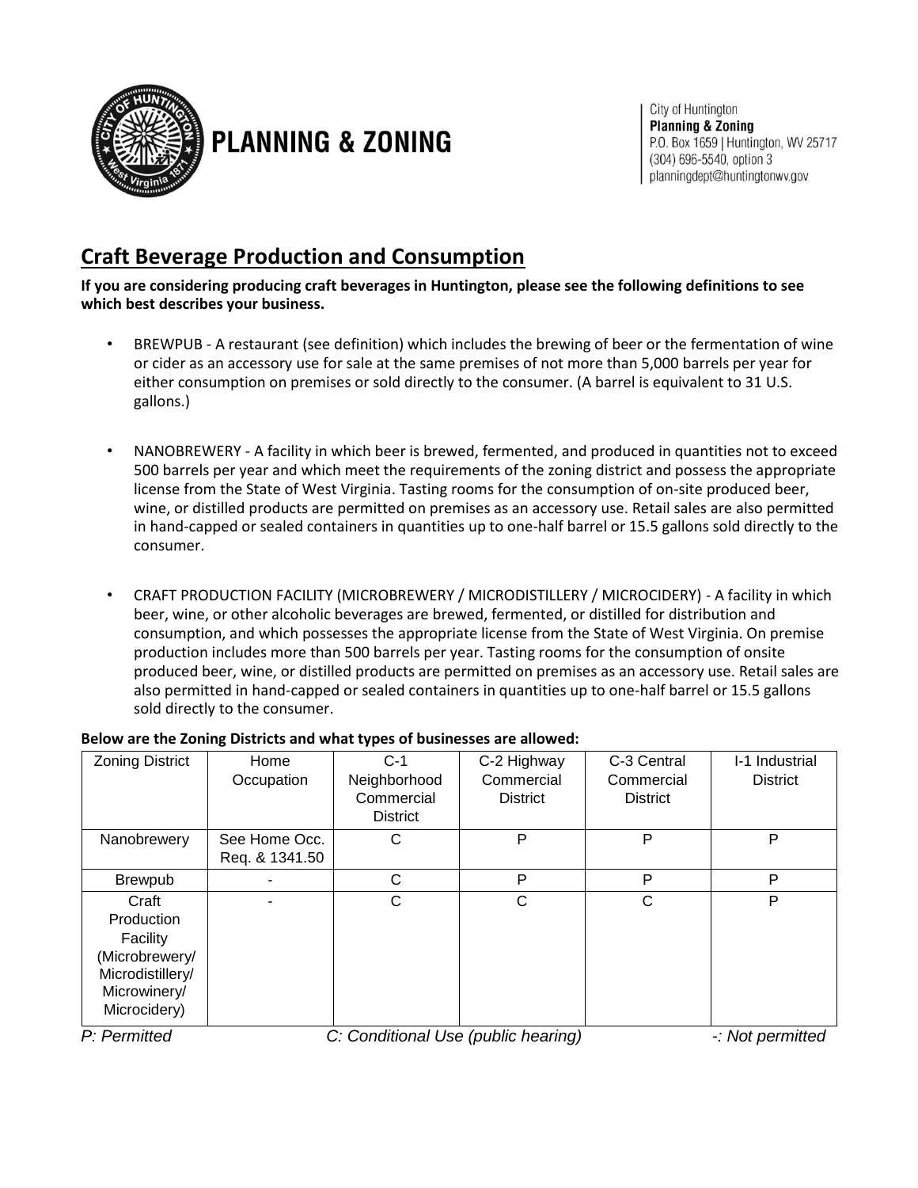**PLANNING & ZONING**

City of Huntington
**Planning & Zoning**
P.O. Box 1659 | Huntington, WV 25717
(304) 696-5540, option 3
planningdept@huntingtonwv.gov

## Craft Beverage Production and Consumption

**If you are considering producing craft beverages in Huntington, please see the following definitions to see which best describes your business.**

- BREWPUB - A restaurant (see definition) which includes the brewing of beer or the fermentation of wine or cider as an accessory use for sale at the same premises of not more than 5,000 barrels per year for either consumption on premises or sold directly to the consumer. (A barrel is equivalent to 31 U.S. gallons.)

- NANOBREWERY - A facility in which beer is brewed, fermented, and produced in quantities not to exceed 500 barrels per year and which meet the requirements of the zoning district and possess the appropriate license from the State of West Virginia. Tasting rooms for the consumption of on-site produced beer, wine, or distilled products are permitted on premises as an accessory use. Retail sales are also permitted in hand-capped or sealed containers in quantities up to one-half barrel or 15.5 gallons sold directly to the consumer.

- CRAFT PRODUCTION FACILITY (MICROBREWERY / MICRODISTILLERY / MICROCIDERY) - A facility in which beer, wine, or other alcoholic beverages are brewed, fermented, or distilled for distribution and consumption, and which possesses the appropriate license from the State of West Virginia. On premise production includes more than 500 barrels per year. Tasting rooms for the consumption of onsite produced beer, wine, or distilled products are permitted on premises as an accessory use. Retail sales are also permitted in hand-capped or sealed containers in quantities up to one-half barrel or 15.5 gallons sold directly to the consumer.

**Below are the Zoning Districts and what types of businesses are allowed:**

| Zoning District | Home Occupation | C-1 Neighborhood Commercial District | C-2 Highway Commercial District | C-3 Central Commercial District | I-1 Industrial District |
|---|---|---|---|---|---|
| Nanobrewery | See Home Occ. Req. & 1341.50 | C | P | P | P |
| Brewpub | - | C | P | P | P |
| Craft Production Facility (Microbrewery/ Microdistillery/ Microwinery/ Microcidery) | - | C | C | C | P |

*P: Permitted* *C: Conditional Use (public hearing)* *-: Not permitted*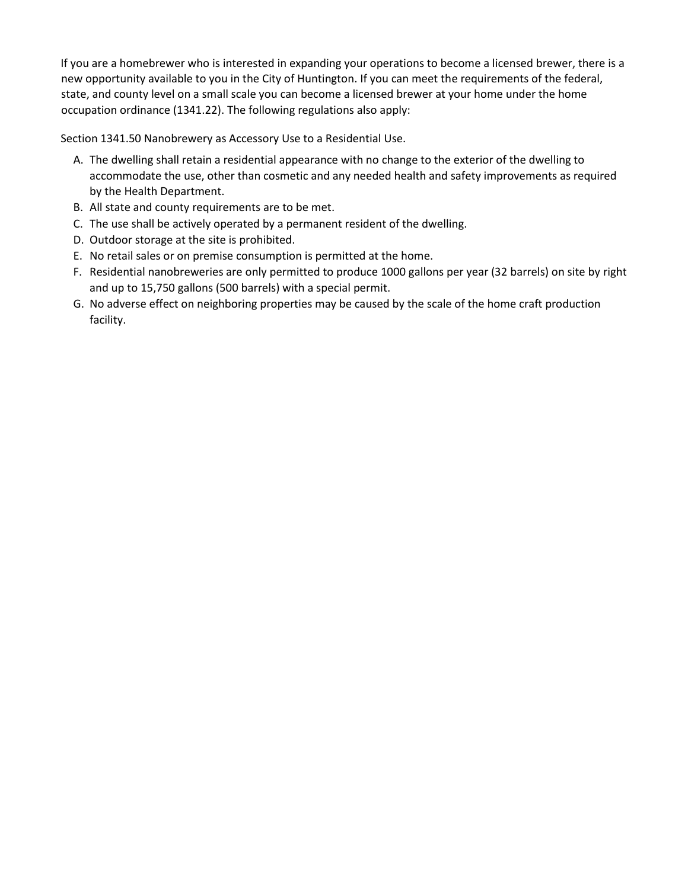If you are a homebrewer who is interested in expanding your operations to become a licensed brewer, there is a new opportunity available to you in the City of Huntington. If you can meet the requirements of the federal, state, and county level on a small scale you can become a licensed brewer at your home under the home occupation ordinance (1341.22). The following regulations also apply:

Section 1341.50 Nanobrewery as Accessory Use to a Residential Use.

A. The dwelling shall retain a residential appearance with no change to the exterior of the dwelling to accommodate the use, other than cosmetic and any needed health and safety improvements as required by the Health Department.
B. All state and county requirements are to be met.
C. The use shall be actively operated by a permanent resident of the dwelling.
D. Outdoor storage at the site is prohibited.
E. No retail sales or on premise consumption is permitted at the home.
F. Residential nanobreweries are only permitted to produce 1000 gallons per year (32 barrels) on site by right and up to 15,750 gallons (500 barrels) with a special permit.
G. No adverse effect on neighboring properties may be caused by the scale of the home craft production facility.